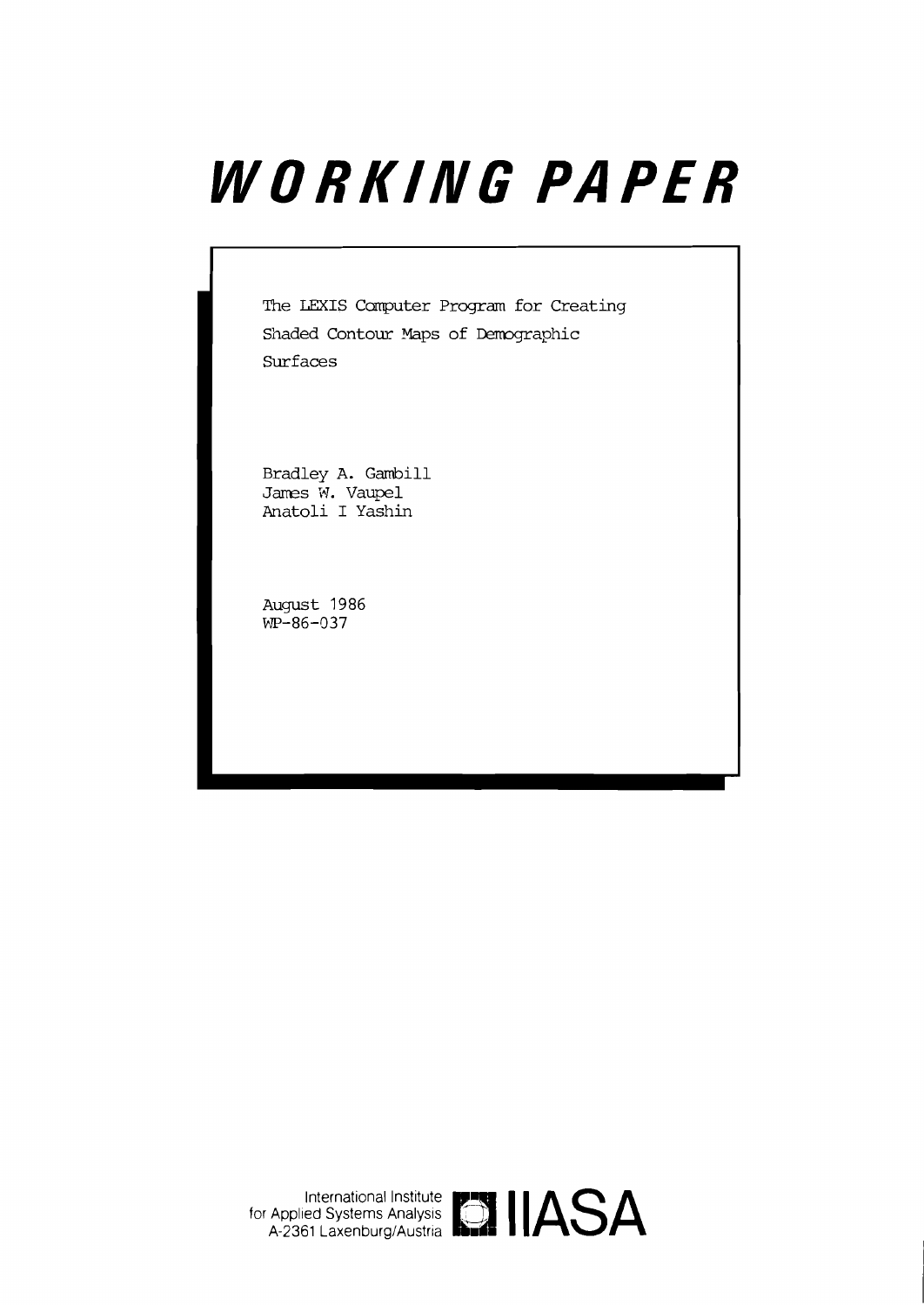# WORKING PAPER

The LEXIS Computer Program for Creating Shaded Contour Maps of Demographic Surfaces

Bradley A. Gambill
James W. Vaupel
Anatoli I Yashin

August 1986
WP-86-037

International Institute for Applied Systems Analysis
A-2361 Laxenburg/Austria

IIASA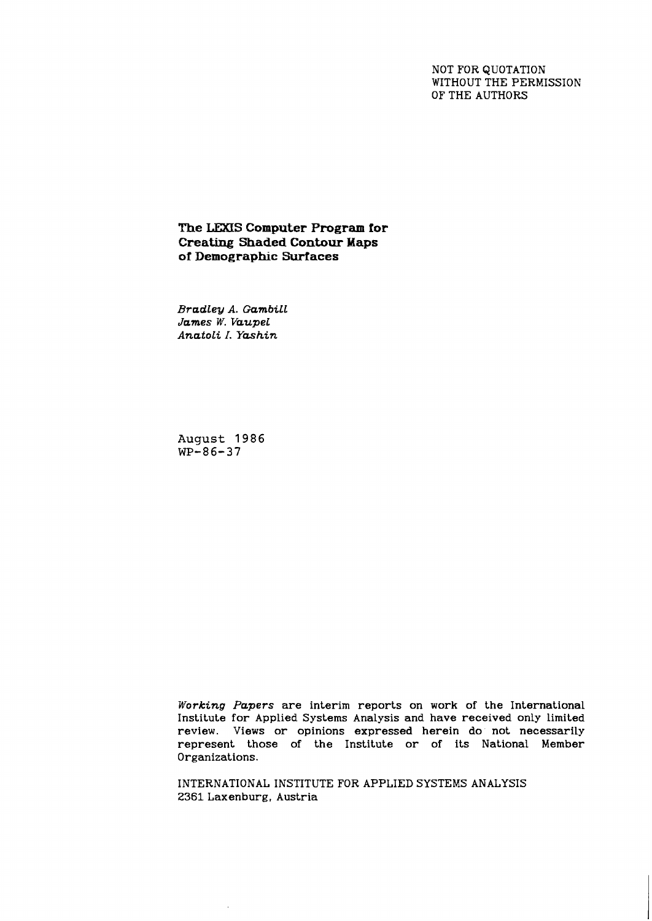NOT FOR QUOTATION
WITHOUT THE PERMISSION
OF THE AUTHORS

# The LEXIS Computer Program for Creating Shaded Contour Maps of Demographic Surfaces

*Bradley A. Gambill*
*James W. Vaupel*
*Anatoli I. Yashin*

August 1986
WP-86-37

*Working Papers* are interim reports on work of the International Institute for Applied Systems Analysis and have received only limited review. Views or opinions expressed herein do not necessarily represent those of the Institute or of its National Member Organizations.

INTERNATIONAL INSTITUTE FOR APPLIED SYSTEMS ANALYSIS
2361 Laxenburg, Austria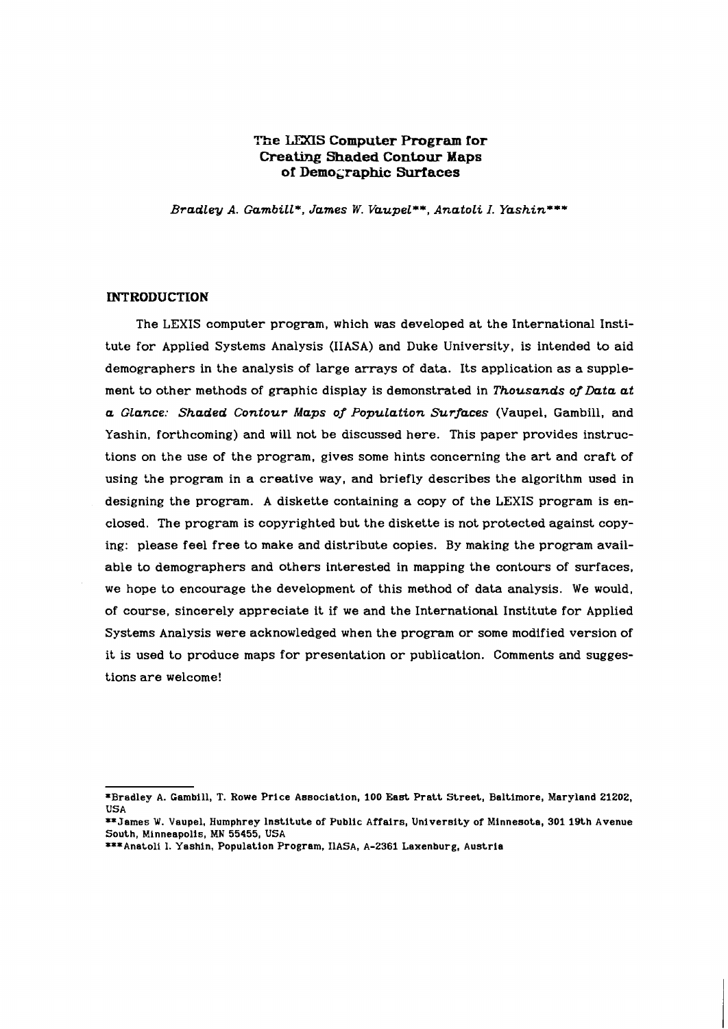# The LEXIS Computer Program for Creating Shaded Contour Maps of Demographic Surfaces

*Bradley A. Gambill\*, James W. Vaupel\*\*, Anatoli I. Yashin\*\*\**

## INTRODUCTION

The LEXIS computer program, which was developed at the International Institute for Applied Systems Analysis (IIASA) and Duke University, is intended to aid demographers in the analysis of large arrays of data. Its application as a supplement to other methods of graphic display is demonstrated in *Thousands of Data at a Glance: Shaded Contour Maps of Population Surfaces* (Vaupel, Gambill, and Yashin, forthcoming) and will not be discussed here. This paper provides instructions on the use of the program, gives some hints concerning the art and craft of using the program in a creative way, and briefly describes the algorithm used in designing the program. A diskette containing a copy of the LEXIS program is enclosed. The program is copyrighted but the diskette is not protected against copying: please feel free to make and distribute copies. By making the program available to demographers and others interested in mapping the contours of surfaces, we hope to encourage the development of this method of data analysis. We would, of course, sincerely appreciate it if we and the International Institute for Applied Systems Analysis were acknowledged when the program or some modified version of it is used to produce maps for presentation or publication. Comments and suggestions are welcome!

---

\*Bradley A. Gambill, T. Rowe Price Association, 100 East Pratt Street, Baltimore, Maryland 21202, USA

\*\*James W. Vaupel, Humphrey Institute of Public Affairs, University of Minnesota, 301 19th Avenue South, Minneapolis, MN 55455, USA

\*\*\*Anatoli I. Yashin, Population Program, IIASA, A-2361 Laxenburg, Austria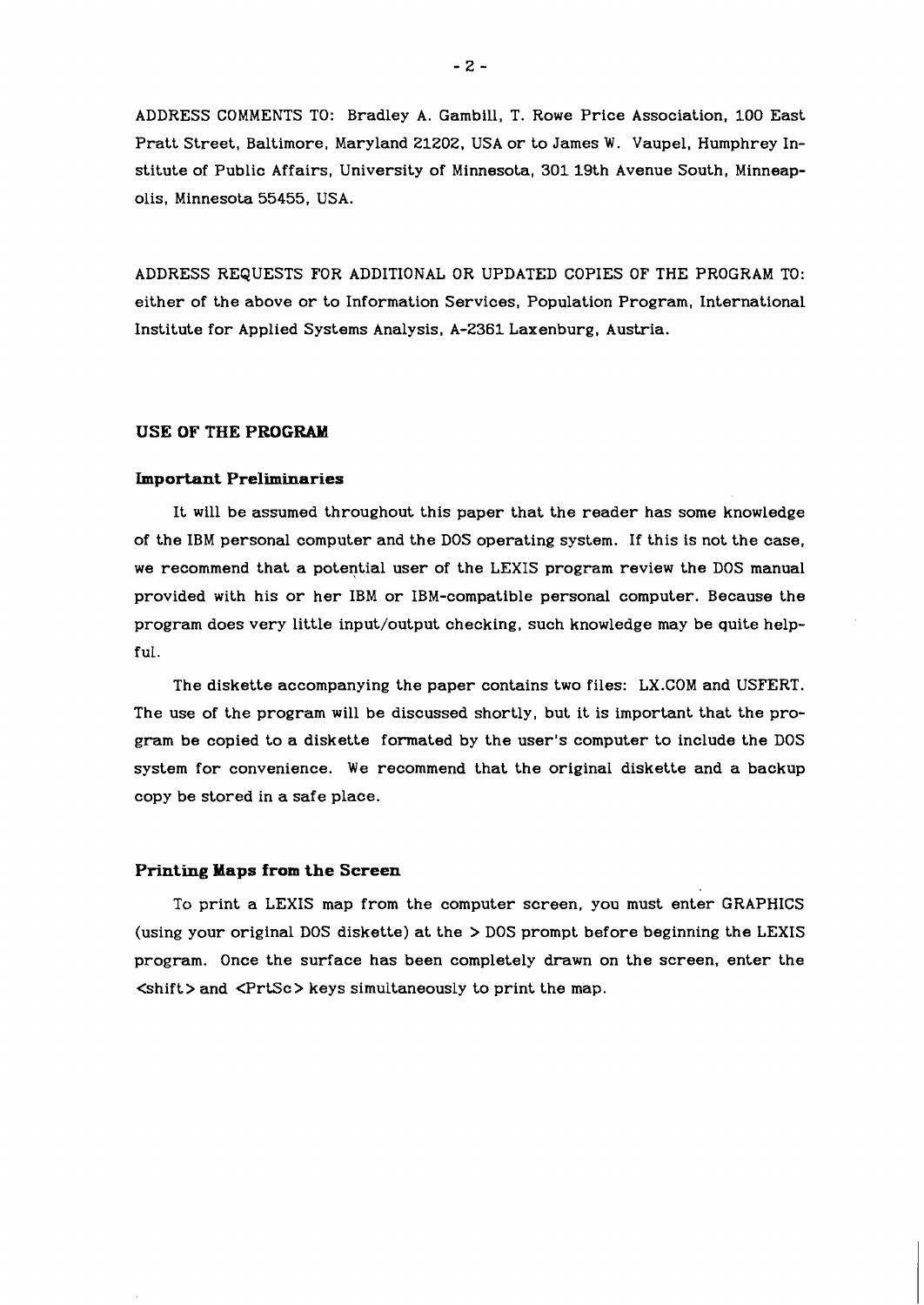ADDRESS COMMENTS TO: Bradley A. Gambill, T. Rowe Price Association, 100 East Pratt Street, Baltimore, Maryland 21202, USA or to James W. Vaupel, Humphrey Institute of Public Affairs, University of Minnesota, 301 19th Avenue South, Minneapolis, Minnesota 55455, USA.

ADDRESS REQUESTS FOR ADDITIONAL OR UPDATED COPIES OF THE PROGRAM TO: either of the above or to Information Services, Population Program, International Institute for Applied Systems Analysis, A-2361 Laxenburg, Austria.

## USE OF THE PROGRAM

### Important Preliminaries

It will be assumed throughout this paper that the reader has some knowledge of the IBM personal computer and the DOS operating system. If this is not the case, we recommend that a potential user of the LEXIS program review the DOS manual provided with his or her IBM or IBM-compatible personal computer. Because the program does very little input/output checking, such knowledge may be quite helpful.

The diskette accompanying the paper contains two files: LX.COM and USFERT. The use of the program will be discussed shortly, but it is important that the program be copied to a diskette formated by the user's computer to include the DOS system for convenience. We recommend that the original diskette and a backup copy be stored in a safe place.

### Printing Maps from the Screen

To print a LEXIS map from the computer screen, you must enter GRAPHICS (using your original DOS diskette) at the > DOS prompt before beginning the LEXIS program. Once the surface has been completely drawn on the screen, enter the <shift> and <PrtSc> keys simultaneously to print the map.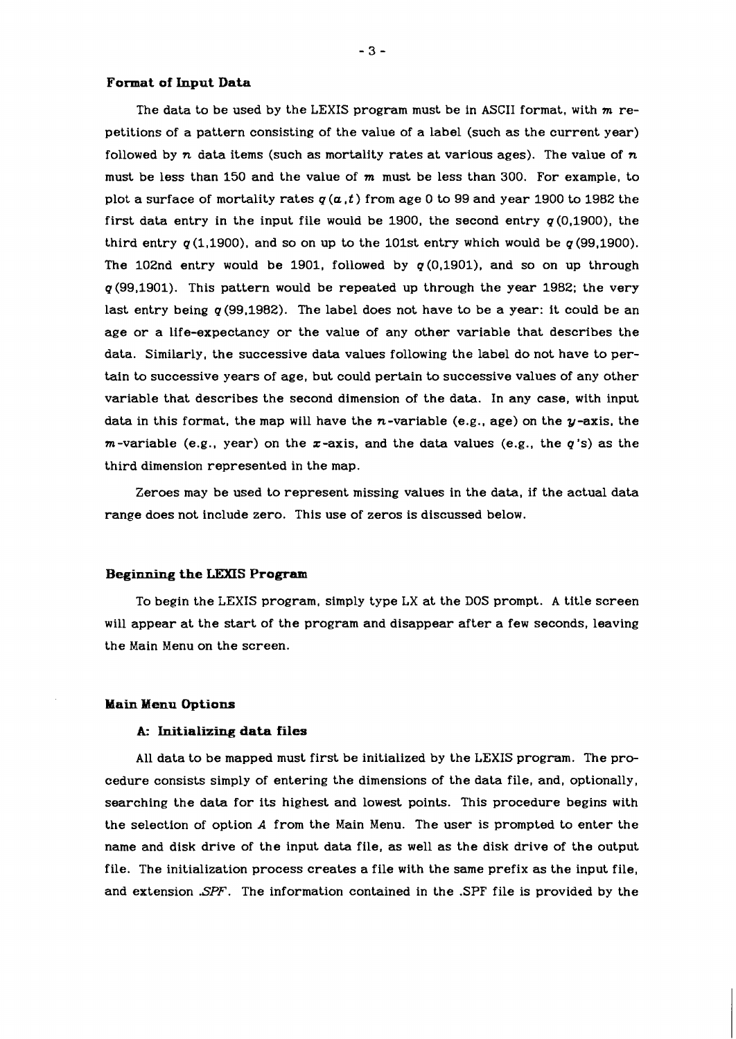### Format of Input Data

The data to be used by the LEXIS program must be in ASCII format, with $m$ repetitions of a pattern consisting of the value of a label (such as the current year) followed by $n$ data items (such as mortality rates at various ages). The value of $n$ must be less than 150 and the value of $m$ must be less than 300. For example, to plot a surface of mortality rates $q(a,t)$ from age 0 to 99 and year 1900 to 1982 the first data entry in the input file would be 1900, the second entry $q(0,1900)$, the third entry $q(1,1900)$, and so on up to the 101st entry which would be $q(99,1900)$. The 102nd entry would be 1901, followed by $q(0,1901)$, and so on up through $q(99,1901)$. This pattern would be repeated up through the year 1982; the very last entry being $q(99,1982)$. The label does not have to be a year: it could be an age or a life-expectancy or the value of any other variable that describes the data. Similarly, the successive data values following the label do not have to pertain to successive years of age, but could pertain to successive values of any other variable that describes the second dimension of the data. In any case, with input data in this format, the map will have the $n$-variable (e.g., age) on the $y$-axis, the $m$-variable (e.g., year) on the $x$-axis, and the data values (e.g., the $q$'s) as the third dimension represented in the map.

Zeroes may be used to represent missing values in the data, if the actual data range does not include zero. This use of zeros is discussed below.

### Beginning the LEXIS Program

To begin the LEXIS program, simply type LX at the DOS prompt. A title screen will appear at the start of the program and disappear after a few seconds, leaving the Main Menu on the screen.

### Main Menu Options

#### A: Initializing data files

All data to be mapped must first be initialized by the LEXIS program. The procedure consists simply of entering the dimensions of the data file, and, optionally, searching the data for its highest and lowest points. This procedure begins with the selection of option *A* from the Main Menu. The user is prompted to enter the name and disk drive of the input data file, as well as the disk drive of the output file. The initialization process creates a file with the same prefix as the input file, and extension *.SPF*. The information contained in the .SPF file is provided by the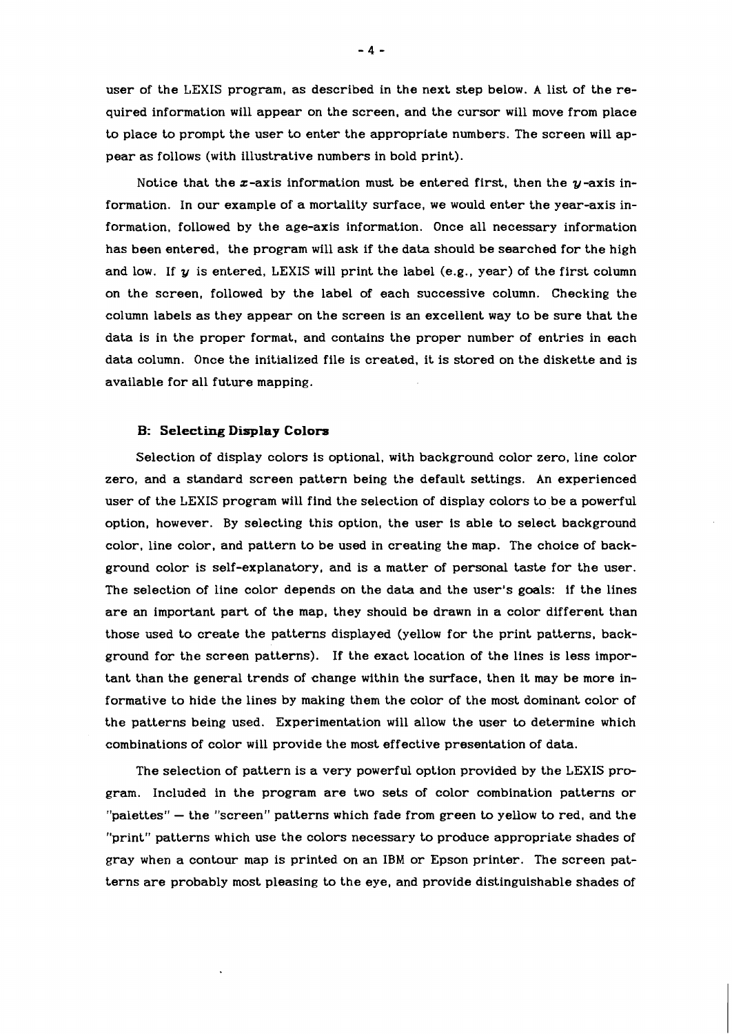user of the LEXIS program, as described in the next step below. A list of the required information will appear on the screen, and the cursor will move from place to place to prompt the user to enter the appropriate numbers. The screen will appear as follows (with illustrative numbers in bold print).

Notice that the $x$-axis information must be entered first, then the $y$-axis information. In our example of a mortality surface, we would enter the year-axis information, followed by the age-axis information. Once all necessary information has been entered, the program will ask if the data should be searched for the high and low. If $y$ is entered, LEXIS will print the label (e.g., year) of the first column on the screen, followed by the label of each successive column. Checking the column labels as they appear on the screen is an excellent way to be sure that the data is in the proper format, and contains the proper number of entries in each data column. Once the initialized file is created, it is stored on the diskette and is available for all future mapping.

### B: Selecting Display Colors

Selection of display colors is optional, with background color zero, line color zero, and a standard screen pattern being the default settings. An experienced user of the LEXIS program will find the selection of display colors to be a powerful option, however. By selecting this option, the user is able to select background color, line color, and pattern to be used in creating the map. The choice of background color is self-explanatory, and is a matter of personal taste for the user. The selection of line color depends on the data and the user's goals: if the lines are an important part of the map, they should be drawn in a color different than those used to create the patterns displayed (yellow for the print patterns, background for the screen patterns). If the exact location of the lines is less important than the general trends of change within the surface, then it may be more informative to hide the lines by making them the color of the most dominant color of the patterns being used. Experimentation will allow the user to determine which combinations of color will provide the most effective presentation of data.

The selection of pattern is a very powerful option provided by the LEXIS program. Included in the program are two sets of color combination patterns or "palettes" — the "screen" patterns which fade from green to yellow to red, and the "print" patterns which use the colors necessary to produce appropriate shades of gray when a contour map is printed on an IBM or Epson printer. The screen patterns are probably most pleasing to the eye, and provide distinguishable shades of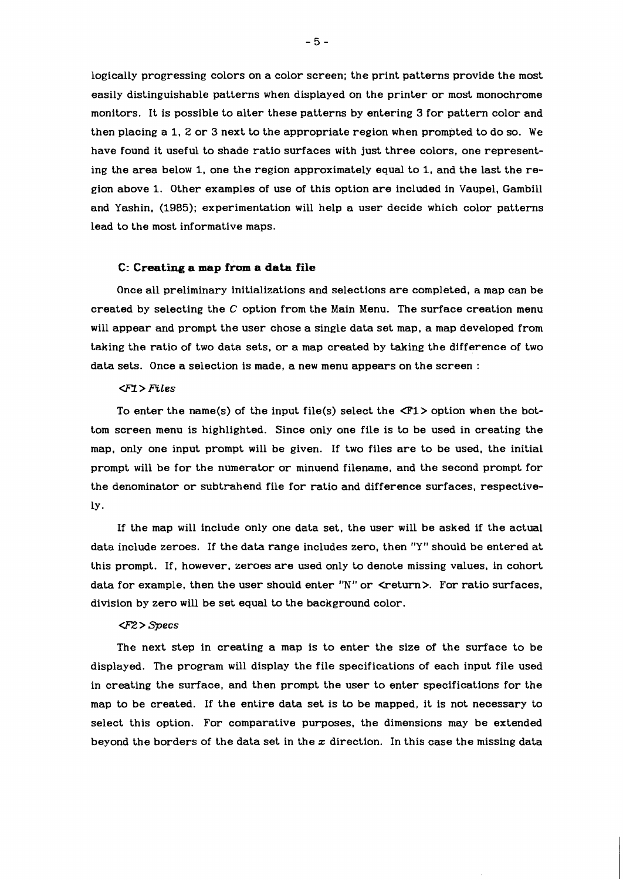logically progressing colors on a color screen; the print patterns provide the most easily distinguishable patterns when displayed on the printer or most monochrome monitors. It is possible to alter these patterns by entering 3 for pattern color and then placing a 1, 2 or 3 next to the appropriate region when prompted to do so. We have found it useful to shade ratio surfaces with just three colors, one representing the area below 1, one the region approximately equal to 1, and the last the region above 1. Other examples of use of this option are included in Vaupel, Gambill and Yashin, (1985); experimentation will help a user decide which color patterns lead to the most informative maps.

### C: Creating a map from a data file

Once all preliminary initializations and selections are completed, a map can be created by selecting the *C* option from the Main Menu. The surface creation menu will appear and prompt the user chose a single data set map, a map developed from taking the ratio of two data sets, or a map created by taking the difference of two data sets. Once a selection is made, a new menu appears on the screen :

*<F1> Files*

To enter the name(s) of the input file(s) select the <F1> option when the bottom screen menu is highlighted. Since only one file is to be used in creating the map, only one input prompt will be given. If two files are to be used, the initial prompt will be for the numerator or minuend filename, and the second prompt for the denominator or subtrahend file for ratio and difference surfaces, respectively.

If the map will include only one data set, the user will be asked if the actual data include zeroes. If the data range includes zero, then "Y" should be entered at this prompt. If, however, zeroes are used only to denote missing values, in cohort data for example, then the user should enter "N" or <return>. For ratio surfaces, division by zero will be set equal to the background color.

*<F2> Specs*

The next step in creating a map is to enter the size of the surface to be displayed. The program will display the file specifications of each input file used in creating the surface, and then prompt the user to enter specifications for the map to be created. If the entire data set is to be mapped, it is not necessary to select this option. For comparative purposes, the dimensions may be extended beyond the borders of the data set in the $x$ direction. In this case the missing data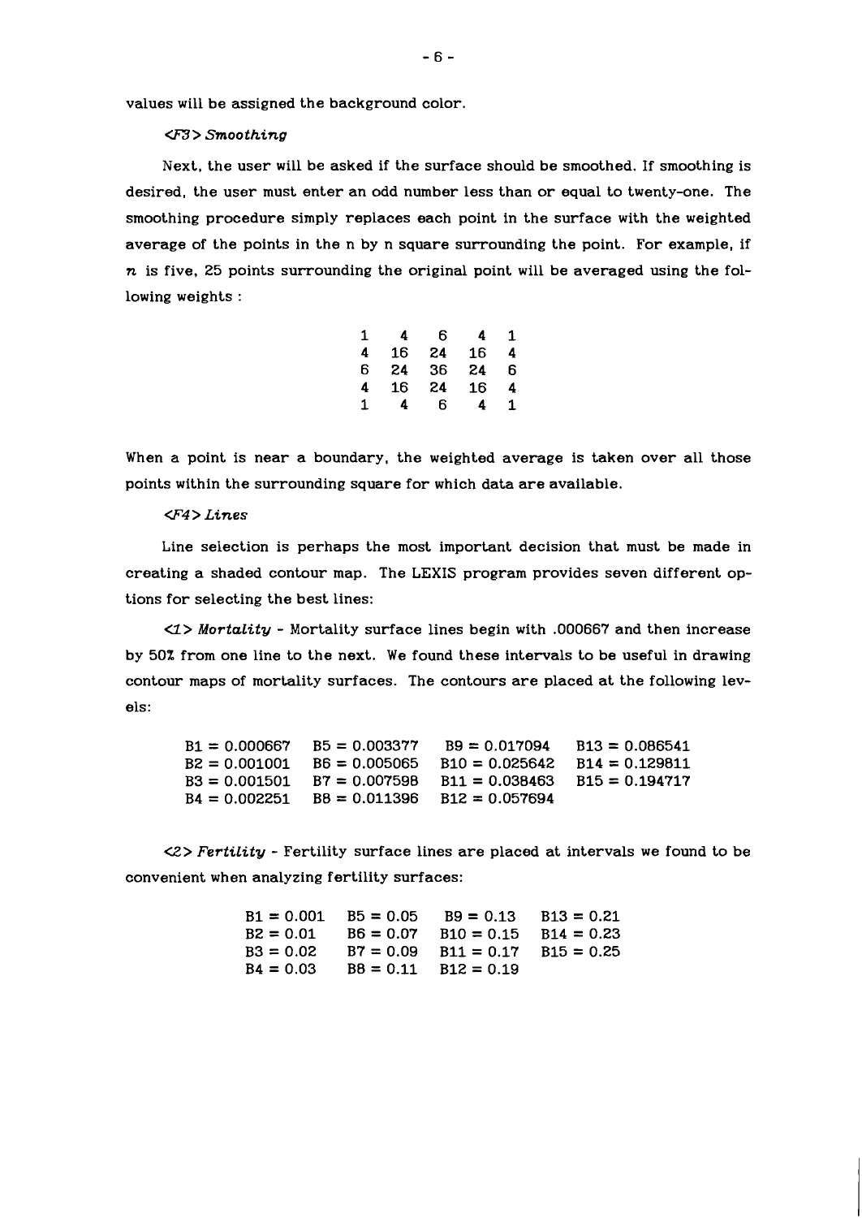values will be assigned the background color.

*<F3> Smoothing*

Next, the user will be asked if the surface should be smoothed. If smoothing is desired, the user must enter an odd number less than or equal to twenty-one. The smoothing procedure simply replaces each point in the surface with the weighted average of the points in the n by n square surrounding the point. For example, if $n$ is five, 25 points surrounding the original point will be averaged using the following weights :

| | | | | |
|---|---|---|---|---|
| 1 | 4 | 6 | 4 | 1 |
| 4 | 16 | 24 | 16 | 4 |
| 6 | 24 | 36 | 24 | 6 |
| 4 | 16 | 24 | 16 | 4 |
| 1 | 4 | 6 | 4 | 1 |

When a point is near a boundary, the weighted average is taken over all those points within the surrounding square for which data are available.

*<F4> Lines*

Line selection is perhaps the most important decision that must be made in creating a shaded contour map. The LEXIS program provides seven different options for selecting the best lines:

*<1> Mortality* - Mortality surface lines begin with .000667 and then increase by 50% from one line to the next. We found these intervals to be useful in drawing contour maps of mortality surfaces. The contours are placed at the following levels:

| | | | |
|---|---|---|---|
| B1 = 0.000667 | B5 = 0.003377 | B9 = 0.017094 | B13 = 0.086541 |
| B2 = 0.001001 | B6 = 0.005065 | B10 = 0.025642 | B14 = 0.129811 |
| B3 = 0.001501 | B7 = 0.007598 | B11 = 0.038463 | B15 = 0.194717 |
| B4 = 0.002251 | B8 = 0.011396 | B12 = 0.057694 | |

*<2> Fertility* - Fertility surface lines are placed at intervals we found to be convenient when analyzing fertility surfaces:

| | | | |
|---|---|---|---|
| B1 = 0.001 | B5 = 0.05 | B9 = 0.13 | B13 = 0.21 |
| B2 = 0.01 | B6 = 0.07 | B10 = 0.15 | B14 = 0.23 |
| B3 = 0.02 | B7 = 0.09 | B11 = 0.17 | B15 = 0.25 |
| B4 = 0.03 | B8 = 0.11 | B12 = 0.19 | |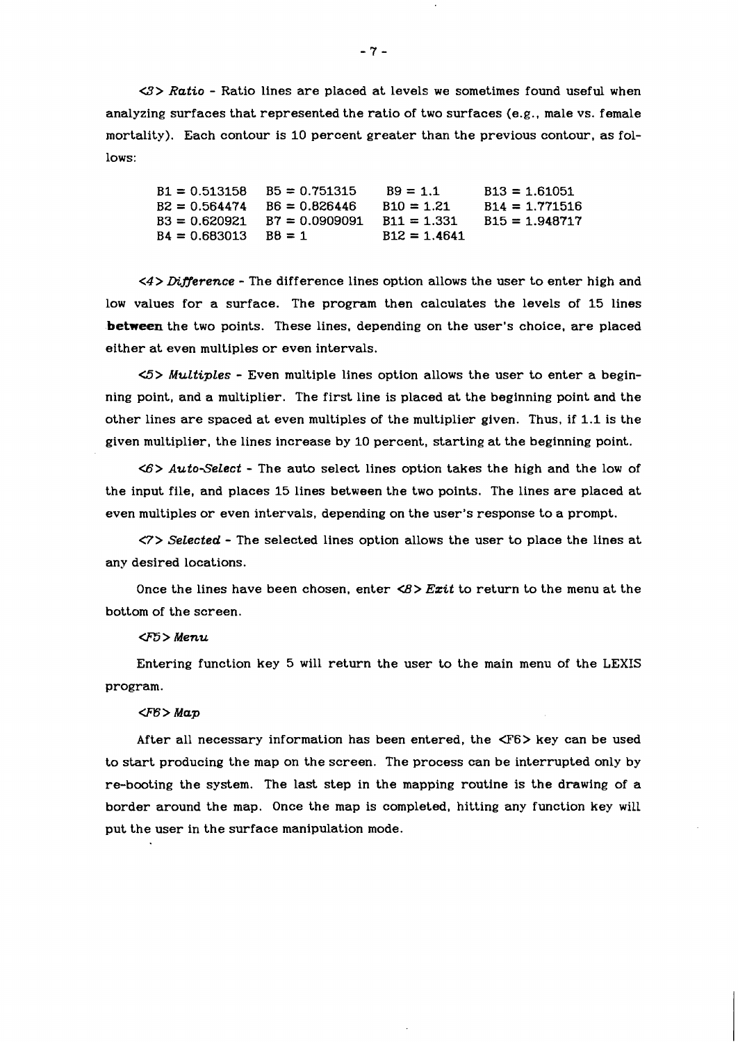*<3> Ratio* - Ratio lines are placed at levels we sometimes found useful when analyzing surfaces that represented the ratio of two surfaces (e.g., male vs. female mortality). Each contour is 10 percent greater than the previous contour, as follows:

| | | | |
|---|---|---|---|
| B1 = 0.513158 | B5 = 0.751315 | B9 = 1.1 | B13 = 1.61051 |
| B2 = 0.564474 | B6 = 0.826446 | B10 = 1.21 | B14 = 1.771516 |
| B3 = 0.620921 | B7 = 0.0909091 | B11 = 1.331 | B15 = 1.948717 |
| B4 = 0.683013 | B8 = 1 | B12 = 1.4641 | |

*<4> Difference* - The difference lines option allows the user to enter high and low values for a surface. The program then calculates the levels of 15 lines **between** the two points. These lines, depending on the user's choice, are placed either at even multiples or even intervals.

*<5> Multiples* - Even multiple lines option allows the user to enter a beginning point, and a multiplier. The first line is placed at the beginning point and the other lines are spaced at even multiples of the multiplier given. Thus, if 1.1 is the given multiplier, the lines increase by 10 percent, starting at the beginning point.

*<6> Auto-Select* - The auto select lines option takes the high and the low of the input file, and places 15 lines between the two points. The lines are placed at even multiples or even intervals, depending on the user's response to a prompt.

*<7> Selected* - The selected lines option allows the user to place the lines at any desired locations.

Once the lines have been chosen, enter *<8> Exit* to return to the menu at the bottom of the screen.

*<F5> Menu*

Entering function key 5 will return the user to the main menu of the LEXIS program.

*<F6> Map*

After all necessary information has been entered, the <F6> key can be used to start producing the map on the screen. The process can be interrupted only by re-booting the system. The last step in the mapping routine is the drawing of a border around the map. Once the map is completed, hitting any function key will put the user in the surface manipulation mode.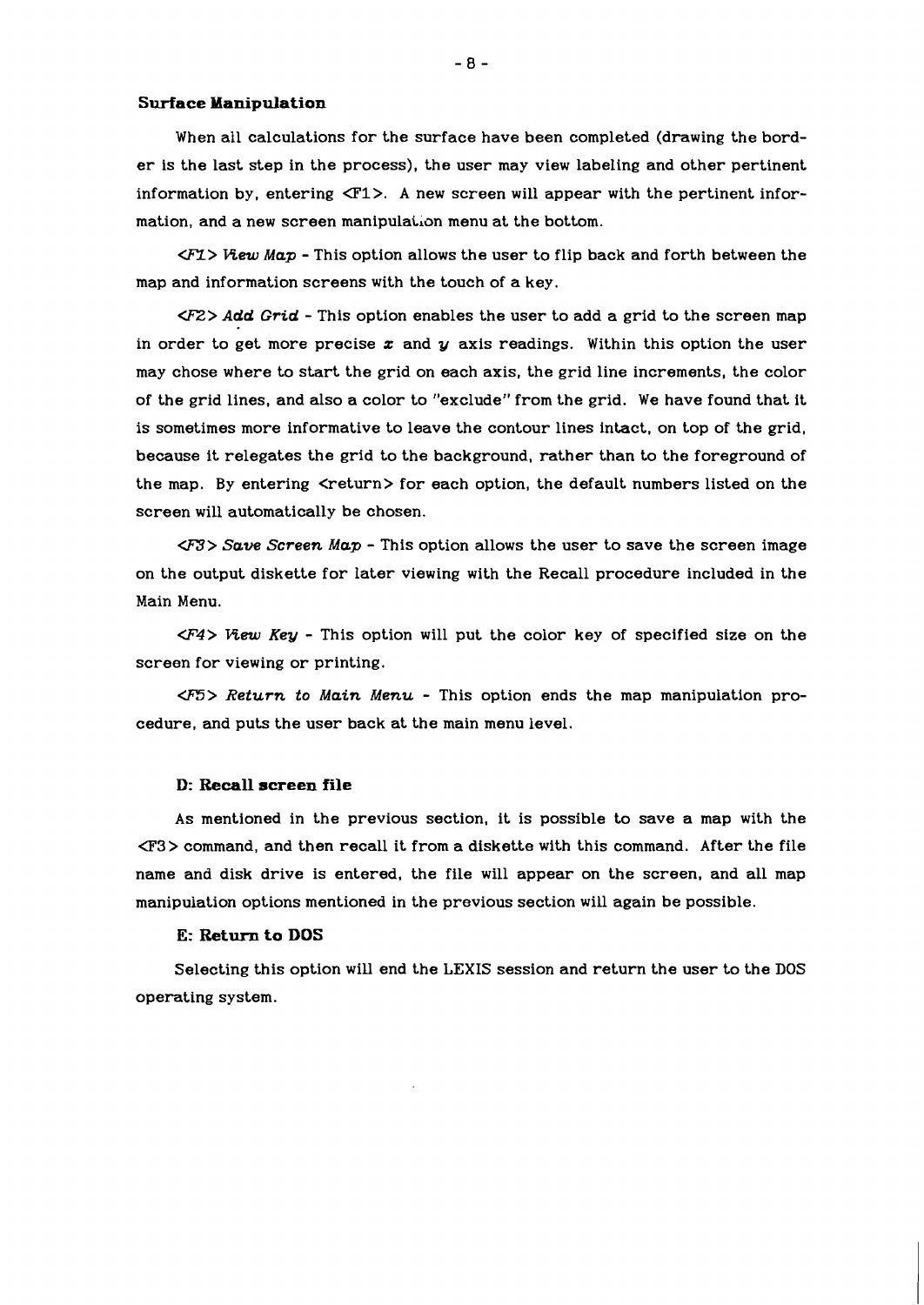### Surface Manipulation

When all calculations for the surface have been completed (drawing the border is the last step in the process), the user may view labeling and other pertinent information by, entering <F1>. A new screen will appear with the pertinent information, and a new screen manipulation menu at the bottom.

*<F1> View Map* - This option allows the user to flip back and forth between the map and information screens with the touch of a key.

*<F2> Add Grid* - This option enables the user to add a grid to the screen map in order to get more precise $x$ and $y$ axis readings. Within this option the user may chose where to start the grid on each axis, the grid line increments, the color of the grid lines, and also a color to "exclude" from the grid. We have found that it is sometimes more informative to leave the contour lines intact, on top of the grid, because it relegates the grid to the background, rather than to the foreground of the map. By entering <return> for each option, the default numbers listed on the screen will automatically be chosen.

*<F3> Save Screen Map* - This option allows the user to save the screen image on the output diskette for later viewing with the Recall procedure included in the Main Menu.

*<F4> View Key* - This option will put the color key of specified size on the screen for viewing or printing.

*<F5> Return to Main Menu* - This option ends the map manipulation procedure, and puts the user back at the main menu level.

#### D: Recall screen file

As mentioned in the previous section, it is possible to save a map with the <F3> command, and then recall it from a diskette with this command. After the file name and disk drive is entered, the file will appear on the screen, and all map manipulation options mentioned in the previous section will again be possible.

#### E: Return to DOS

Selecting this option will end the LEXIS session and return the user to the DOS operating system.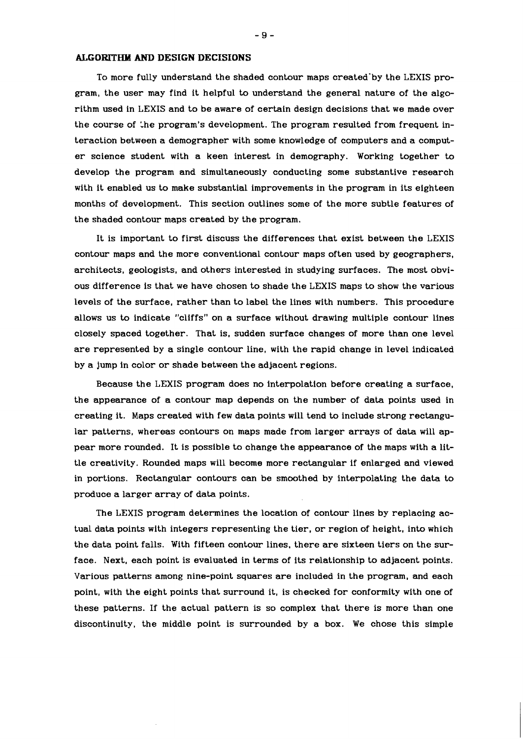## ALGORITHM AND DESIGN DECISIONS

To more fully understand the shaded contour maps created by the LEXIS program, the user may find it helpful to understand the general nature of the algorithm used in LEXIS and to be aware of certain design decisions that we made over the course of the program's development. The program resulted from frequent interaction between a demographer with some knowledge of computers and a computer science student with a keen interest in demography. Working together to develop the program and simultaneously conducting some substantive research with it enabled us to make substantial improvements in the program in its eighteen months of development. This section outlines some of the more subtle features of the shaded contour maps created by the program.

It is important to first discuss the differences that exist between the LEXIS contour maps and the more conventional contour maps often used by geographers, architects, geologists, and others interested in studying surfaces. The most obvious difference is that we have chosen to shade the LEXIS maps to show the various levels of the surface, rather than to label the lines with numbers. This procedure allows us to indicate "cliffs" on a surface without drawing multiple contour lines closely spaced together. That is, sudden surface changes of more than one level are represented by a single contour line, with the rapid change in level indicated by a jump in color or shade between the adjacent regions.

Because the LEXIS program does no interpolation before creating a surface, the appearance of a contour map depends on the number of data points used in creating it. Maps created with few data points will tend to include strong rectangular patterns, whereas contours on maps made from larger arrays of data will appear more rounded. It is possible to change the appearance of the maps with a little creativity. Rounded maps will become more rectangular if enlarged and viewed in portions. Rectangular contours can be smoothed by interpolating the data to produce a larger array of data points.

The LEXIS program determines the location of contour lines by replacing actual data points with integers representing the tier, or region of height, into which the data point falls. With fifteen contour lines, there are sixteen tiers on the surface. Next, each point is evaluated in terms of its relationship to adjacent points. Various patterns among nine-point squares are included in the program, and each point, with the eight points that surround it, is checked for conformity with one of these patterns. If the actual pattern is so complex that there is more than one discontinuity, the middle point is surrounded by a box. We chose this simple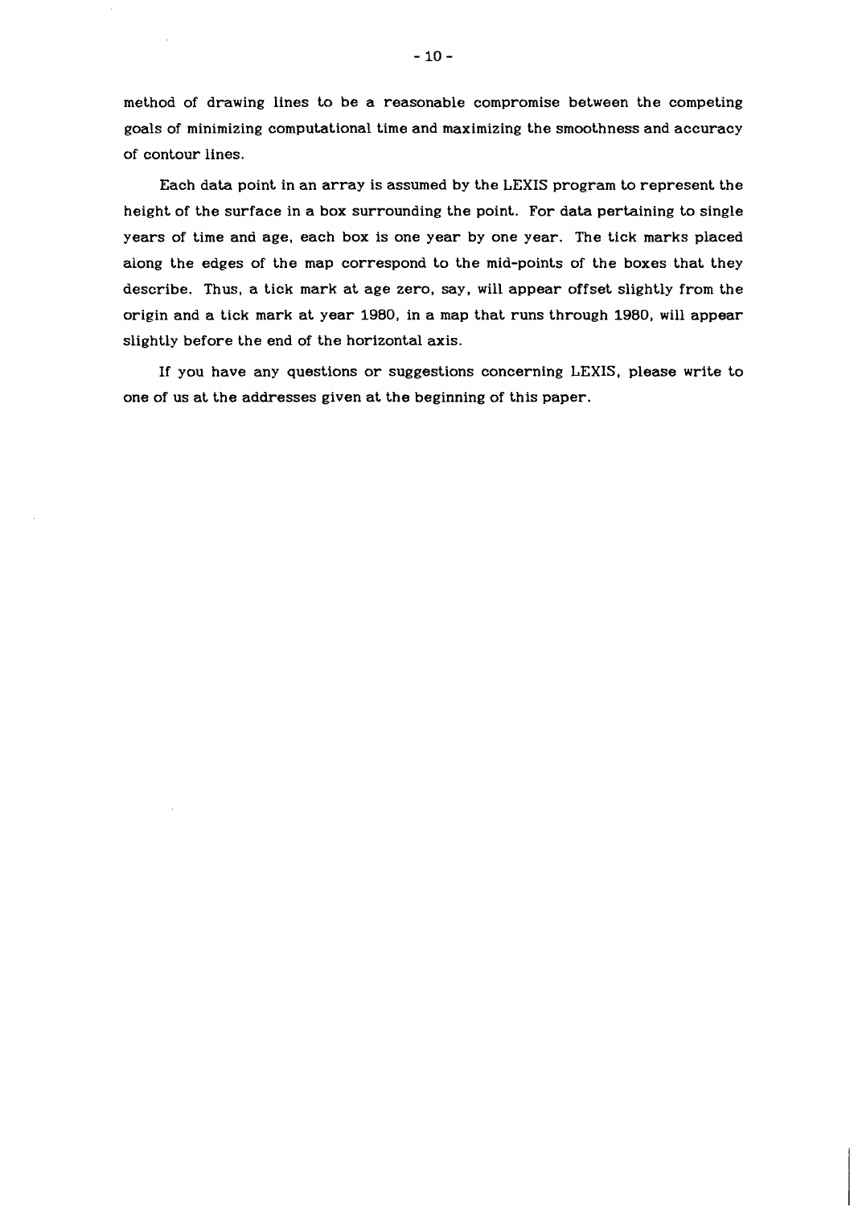method of drawing lines to be a reasonable compromise between the competing goals of minimizing computational time and maximizing the smoothness and accuracy of contour lines.

Each data point in an array is assumed by the LEXIS program to represent the height of the surface in a box surrounding the point. For data pertaining to single years of time and age, each box is one year by one year. The tick marks placed along the edges of the map correspond to the mid-points of the boxes that they describe. Thus, a tick mark at age zero, say, will appear offset slightly from the origin and a tick mark at year 1980, in a map that runs through 1980, will appear slightly before the end of the horizontal axis.

If you have any questions or suggestions concerning LEXIS, please write to one of us at the addresses given at the beginning of this paper.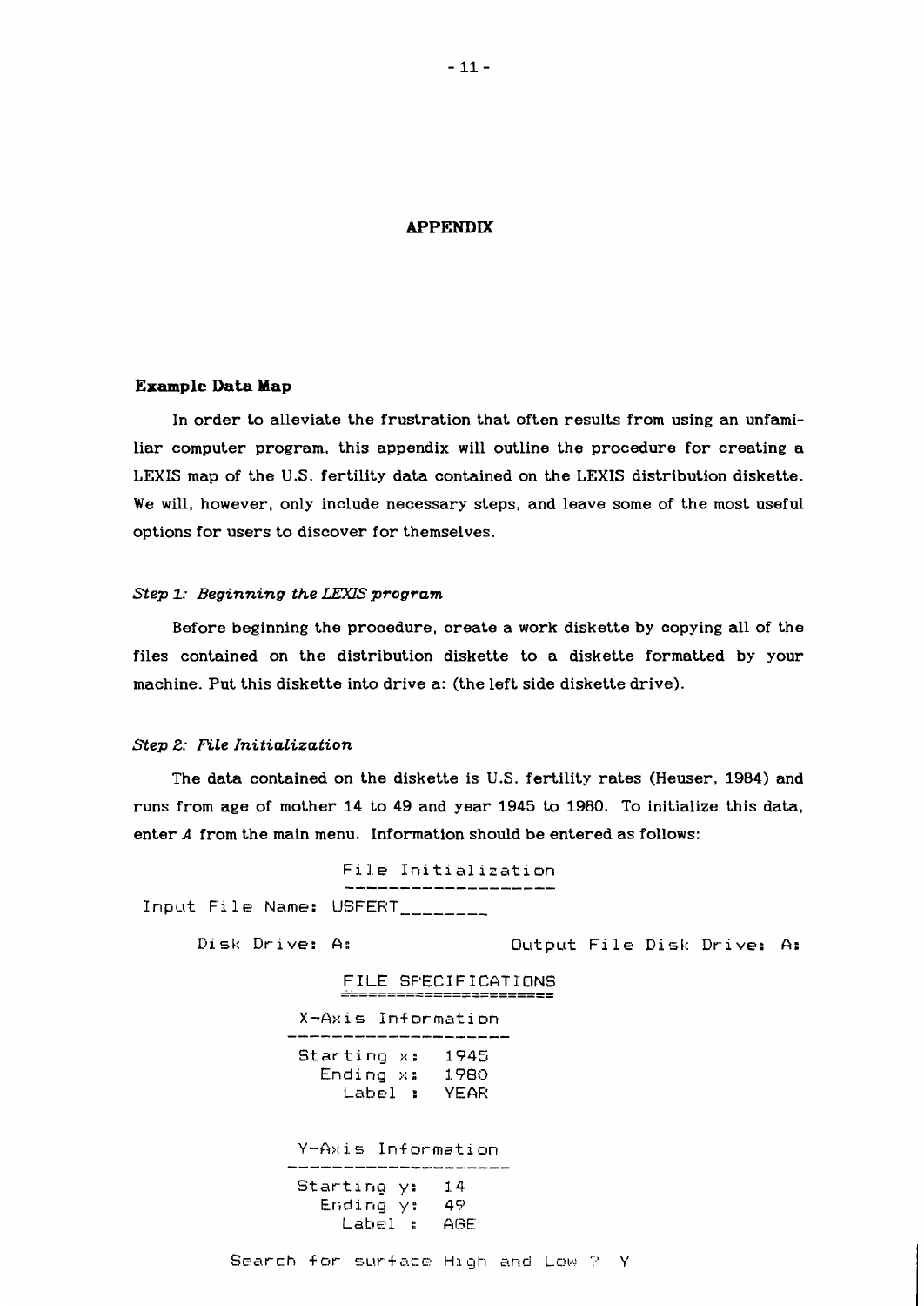# APPENDIX

## Example Data Map

In order to alleviate the frustration that often results from using an unfamiliar computer program, this appendix will outline the procedure for creating a LEXIS map of the U.S. fertility data contained on the LEXIS distribution diskette. We will, however, only include necessary steps, and leave some of the most useful options for users to discover for themselves.

### *Step 1: Beginning the LEXIS program*

Before beginning the procedure, create a work diskette by copying all of the files contained on the distribution diskette to a diskette formatted by your machine. Put this diskette into drive a: (the left side diskette drive).

### *Step 2: File Initialization*

The data contained on the diskette is U.S. fertility rates (Heuser, 1984) and runs from age of mother 14 to 49 and year 1945 to 1980. To initialize this data, enter *A* from the main menu. Information should be entered as follows:

```
                    File Initialization
                    -------------------
 Input File Name: USFERT________

      Disk Drive: A:                Output File Disk Drive: A:

                    FILE SPECIFICATIONS
                    ===================
                 X-Axis Information
                 ------------------
                 Starting x:  1945
                   Ending x:  1980
                     Label :  YEAR


                 Y-Axis Information
                 ------------------
                 Starting y:  14
                   Ending y:  49
                     Label :  AGE

              Search for surface High and Low ?  Y
```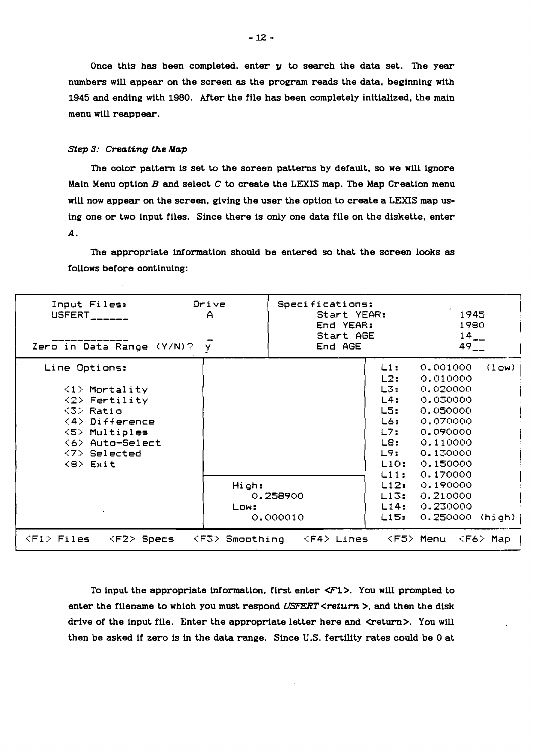Once this has been completed, enter *y* to search the data set. The year numbers will appear on the screen as the program reads the data, beginning with 1945 and ending with 1980. After the file has been completely initialized, the main menu will reappear.

### *Step 3: Creating the Map*

The color pattern is set to the screen patterns by default, so we will ignore Main Menu option *B* and select *C* to create the LEXIS map. The Map Creation menu will now appear on the screen, giving the user the option to create a LEXIS map using one or two input files. Since there is only one data file on the diskette, enter *A*.

The appropriate information should be entered so that the screen looks as follows before continuing:

```
Input Files:                 Drive    | Specifications:
USFERT______                   A      |     Start YEAR:            1945
                                      |     End YEAR:              1980
____________                   _      |     Start AGE              14__
Zero in Data Range (Y/N)?      Y      |     End AGE                49__
---------------------------------------------------------------------------
Line Options:          |                     | L1:   0.001000  (low)
                       |                     | L2:   0.010000
<1> Mortality          |                     | L3:   0.020000
<2> Fertility          |                     | L4:   0.030000
<3> Ratio              |                     | L5:   0.050000
<4> Difference         |                     | L6:   0.070000
<5> Multiples          |                     | L7:   0.090000
<6> Auto-Select        |                     | L8:   0.110000
<7> Selected           |                     | L9:   0.130000
<8> Exit               |                     | L10:  0.150000
                       |                     | L11:  0.170000
                       | High:               | L12:  0.190000
                       |      0.258900       | L13:  0.210000
                       | Low:                | L14:  0.230000
                       |      0.000010       | L15:  0.250000  (high)
---------------------------------------------------------------------------
<F1> Files   <F2> Specs   <F3> Smoothing   <F4> Lines   <F5> Menu   <F6> Map
```

To input the appropriate information, first enter *<F1>*. You will prompted to enter the filename to which you must respond *USFERT <return>*, and then the disk drive of the input file. Enter the appropriate letter here and *<return>*. You will then be asked if zero is in the data range. Since U.S. fertility rates could be 0 at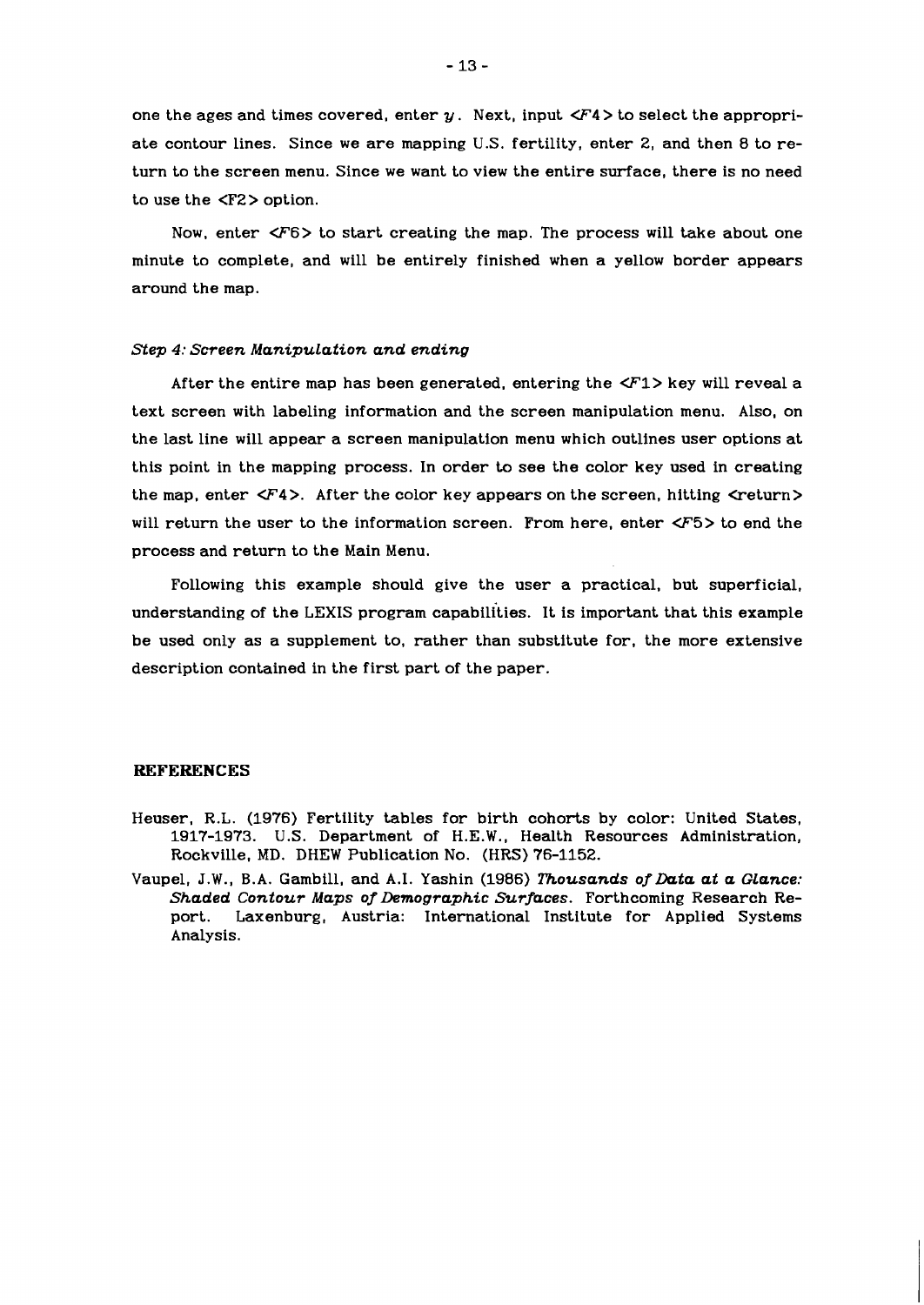one the ages and times covered, enter $y$. Next, input <F4> to select the appropriate contour lines. Since we are mapping U.S. fertility, enter 2, and then 8 to return to the screen menu. Since we want to view the entire surface, there is no need to use the <F2> option.

Now, enter <F6> to start creating the map. The process will take about one minute to complete, and will be entirely finished when a yellow border appears around the map.

### *Step 4: Screen Manipulation and ending*

After the entire map has been generated, entering the <F1> key will reveal a text screen with labeling information and the screen manipulation menu. Also, on the last line will appear a screen manipulation menu which outlines user options at this point in the mapping process. In order to see the color key used in creating the map, enter <F4>. After the color key appears on the screen, hitting <return> will return the user to the information screen. From here, enter <F5> to end the process and return to the Main Menu.

Following this example should give the user a practical, but superficial, understanding of the LEXIS program capabilities. It is important that this example be used only as a supplement to, rather than substitute for, the more extensive description contained in the first part of the paper.

## REFERENCES

Heuser, R.L. (1976) Fertility tables for birth cohorts by color: United States, 1917-1973. U.S. Department of H.E.W., Health Resources Administration, Rockville, MD. DHEW Publication No. (HRS) 76-1152.

Vaupel, J.W., B.A. Gambill, and A.I. Yashin (1986) ***Thousands of Data at a Glance: Shaded Contour Maps of Demographic Surfaces***. Forthcoming Research Report. Laxenburg, Austria: International Institute for Applied Systems Analysis.